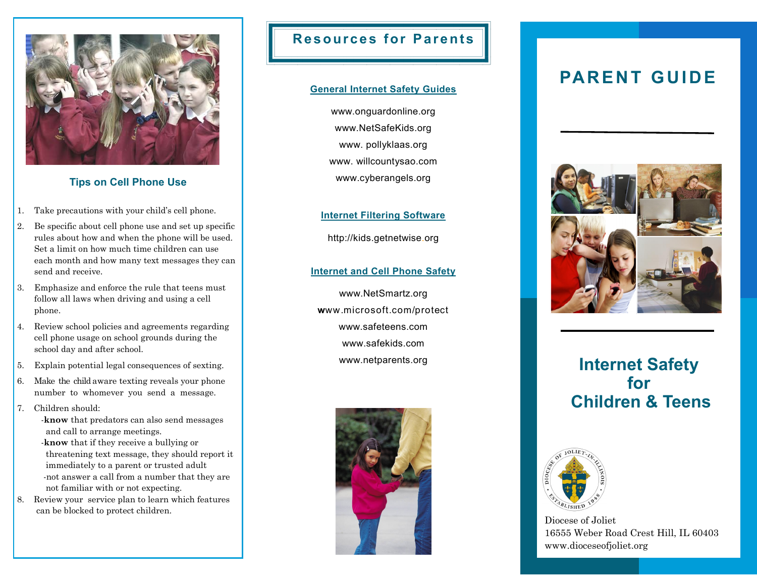## Tips on Cell Phone Use

1. Take precautions with your child's cell phone.
2. Be specific about cell phone use and set up specific rules about how and when the phone will be used. Set a limit on how much time children can use each month and how many text messages they can send and receive.
3. Emphasize and enforce the rule that teens must follow all laws when driving and using a cell phone.
4. Review school policies and agreements regarding cell phone usage on school grounds during the school day and after school.
5. Explain potential legal consequences of sexting.
6. Make the child aware texting reveals your phone number to whomever you send a message.
7. Children should:
   - **know** that predators can also send messages and call to arrange meetings.
   - **know** that if they receive a bullying or threatening text message, they should report it immediately to a parent or trusted adult
   - not answer a call from a number that they are not familiar with or not expecting.
8. Review your service plan to learn which features can be blocked to protect children.

## Resources for Parents

### General Internet Safety Guides

www.onguardonline.org

www.NetSafeKids.org

www. pollyklaas.org

www. willcountysao.com

www.cyberangels.org

### Internet Filtering Software

http://kids.getnetwise.org

### Internet and Cell Phone Safety

www.NetSmartz.org

www.microsoft.com/protect

www.safeteens.com

www.safekids.com

www.netparents.org

# PARENT GUIDE

## Internet Safety for Children & Teens

Diocese of Joliet
16555 Weber Road Crest Hill, IL 60403
www.dioceseofjoliet.org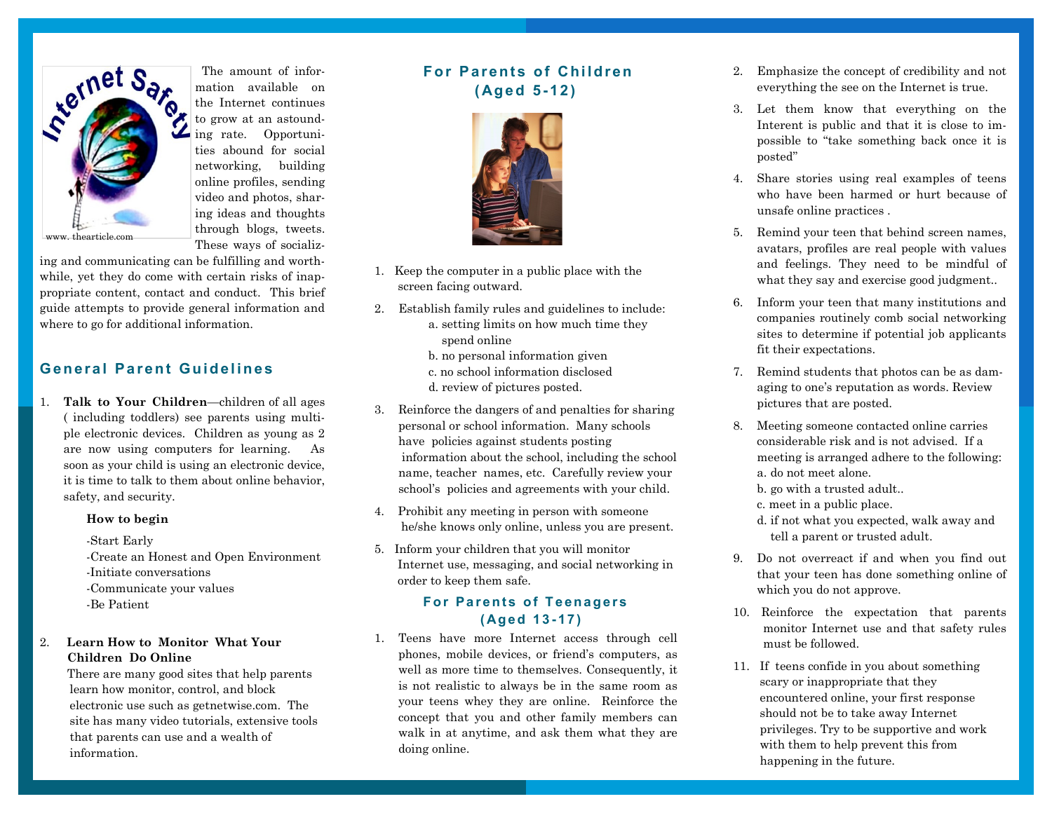The amount of information available on the Internet continues to grow at an astounding rate. Opportunities abound for social networking, building online profiles, sending video and photos, sharing ideas and thoughts through blogs, tweets. These ways of socializing and communicating can be fulfilling and worthwhile, yet they do come with certain risks of inappropriate content, contact and conduct. This brief guide attempts to provide general information and where to go for additional information.

## General Parent Guidelines

1. **Talk to Your Children**—children of all ages ( including toddlers) see parents using multiple electronic devices. Children as young as 2 are now using computers for learning. As soon as your child is using an electronic device, it is time to talk to them about online behavior, safety, and security.

   **How to begin**

   -Start Early
   -Create an Honest and Open Environment
   -Initiate conversations
   -Communicate your values
   -Be Patient

2. **Learn How to Monitor What Your Children Do Online**
   There are many good sites that help parents learn how monitor, control, and block electronic use such as getnetwise.com. The site has many video tutorials, extensive tools that parents can use and a wealth of information.

## For Parents of Children (Aged 5-12)

1. Keep the computer in a public place with the screen facing outward.
2. Establish family rules and guidelines to include:
   a. setting limits on how much time they spend online
   b. no personal information given
   c. no school information disclosed
   d. review of pictures posted.
3. Reinforce the dangers of and penalties for sharing personal or school information. Many schools have policies against students posting information about the school, including the school name, teacher names, etc. Carefully review your school's policies and agreements with your child.
4. Prohibit any meeting in person with someone he/she knows only online, unless you are present.
5. Inform your children that you will monitor Internet use, messaging, and social networking in order to keep them safe.

## For Parents of Teenagers (Aged 13-17)

1. Teens have more Internet access through cell phones, mobile devices, or friend's computers, as well as more time to themselves. Consequently, it is not realistic to always be in the same room as your teens whey they are online. Reinforce the concept that you and other family members can walk in at anytime, and ask them what they are doing online.
2. Emphasize the concept of credibility and not everything the see on the Internet is true.
3. Let them know that everything on the Interent is public and that it is close to impossible to "take something back once it is posted"
4. Share stories using real examples of teens who have been harmed or hurt because of unsafe online practices .
5. Remind your teen that behind screen names, avatars, profiles are real people with values and feelings. They need to be mindful of what they say and exercise good judgment..
6. Inform your teen that many institutions and companies routinely comb social networking sites to determine if potential job applicants fit their expectations.
7. Remind students that photos can be as damaging to one's reputation as words. Review pictures that are posted.
8. Meeting someone contacted online carries considerable risk and is not advised. If a meeting is arranged adhere to the following:
   a. do not meet alone.
   b. go with a trusted adult..
   c. meet in a public place.
   d. if not what you expected, walk away and tell a parent or trusted adult.
9. Do not overreact if and when you find out that your teen has done something online of which you do not approve.
10. Reinforce the expectation that parents monitor Internet use and that safety rules must be followed.
11. If teens confide in you about something scary or inappropriate that they encountered online, your first response should not be to take away Internet privileges. Try to be supportive and work with them to help prevent this from happening in the future.